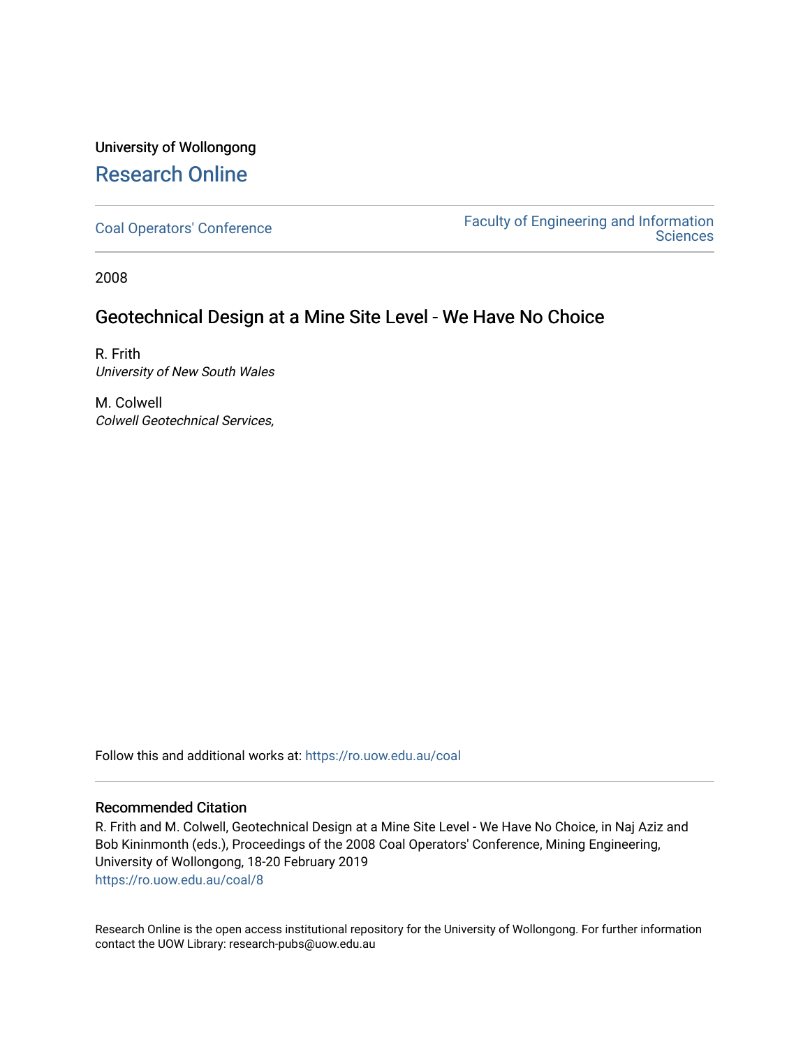University of Wollongong

# Research Online

Coal Operators' Conference

Faculty of Engineering and Information Sciences

2008

## Geotechnical Design at a Mine Site Level - We Have No Choice

R. Frith
*University of New South Wales*

M. Colwell
*Colwell Geotechnical Services,*

Follow this and additional works at: https://ro.uow.edu.au/coal

### Recommended Citation

R. Frith and M. Colwell, Geotechnical Design at a Mine Site Level - We Have No Choice, in Naj Aziz and Bob Kininmonth (eds.), Proceedings of the 2008 Coal Operators' Conference, Mining Engineering, University of Wollongong, 18-20 February 2019
https://ro.uow.edu.au/coal/8

Research Online is the open access institutional repository for the University of Wollongong. For further information contact the UOW Library: research-pubs@uow.edu.au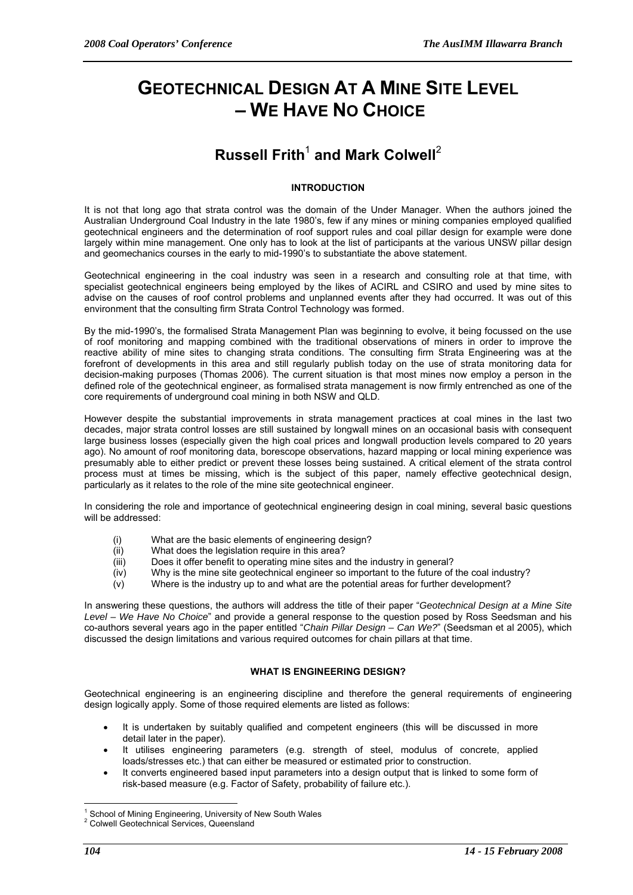# GEOTECHNICAL DESIGN AT A MINE SITE LEVEL – WE HAVE NO CHOICE

## Russell Frith[1] and Mark Colwell[2]

### INTRODUCTION

It is not that long ago that strata control was the domain of the Under Manager. When the authors joined the Australian Underground Coal Industry in the late 1980's, few if any mines or mining companies employed qualified geotechnical engineers and the determination of roof support rules and coal pillar design for example were done largely within mine management. One only has to look at the list of participants at the various UNSW pillar design and geomechanics courses in the early to mid-1990's to substantiate the above statement.

Geotechnical engineering in the coal industry was seen in a research and consulting role at that time, with specialist geotechnical engineers being employed by the likes of ACIRL and CSIRO and used by mine sites to advise on the causes of roof control problems and unplanned events after they had occurred. It was out of this environment that the consulting firm Strata Control Technology was formed.

By the mid-1990's, the formalised Strata Management Plan was beginning to evolve, it being focussed on the use of roof monitoring and mapping combined with the traditional observations of miners in order to improve the reactive ability of mine sites to changing strata conditions. The consulting firm Strata Engineering was at the forefront of developments in this area and still regularly publish today on the use of strata monitoring data for decision-making purposes (Thomas 2006). The current situation is that most mines now employ a person in the defined role of the geotechnical engineer, as formalised strata management is now firmly entrenched as one of the core requirements of underground coal mining in both NSW and QLD.

However despite the substantial improvements in strata management practices at coal mines in the last two decades, major strata control losses are still sustained by longwall mines on an occasional basis with consequent large business losses (especially given the high coal prices and longwall production levels compared to 20 years ago). No amount of roof monitoring data, borescope observations, hazard mapping or local mining experience was presumably able to either predict or prevent these losses being sustained. A critical element of the strata control process must at times be missing, which is the subject of this paper, namely effective geotechnical design, particularly as it relates to the role of the mine site geotechnical engineer.

In considering the role and importance of geotechnical engineering design in coal mining, several basic questions will be addressed:

- (i) What are the basic elements of engineering design?
- (ii) What does the legislation require in this area?
- (iii) Does it offer benefit to operating mine sites and the industry in general?
- (iv) Why is the mine site geotechnical engineer so important to the future of the coal industry?
- (v) Where is the industry up to and what are the potential areas for further development?

In answering these questions, the authors will address the title of their paper "*Geotechnical Design at a Mine Site Level – We Have No Choice*" and provide a general response to the question posed by Ross Seedsman and his co-authors several years ago in the paper entitled "*Chain Pillar Design – Can We?*" (Seedsman et al 2005), which discussed the design limitations and various required outcomes for chain pillars at that time.

### WHAT IS ENGINEERING DESIGN?

Geotechnical engineering is an engineering discipline and therefore the general requirements of engineering design logically apply. Some of those required elements are listed as follows:

- It is undertaken by suitably qualified and competent engineers (this will be discussed in more detail later in the paper).
- It utilises engineering parameters (e.g. strength of steel, modulus of concrete, applied loads/stresses etc.) that can either be measured or estimated prior to construction.
- It converts engineered based input parameters into a design output that is linked to some form of risk-based measure (e.g. Factor of Safety, probability of failure etc.).

[1] School of Mining Engineering, University of New South Wales
[2] Colwell Geotechnical Services, Queensland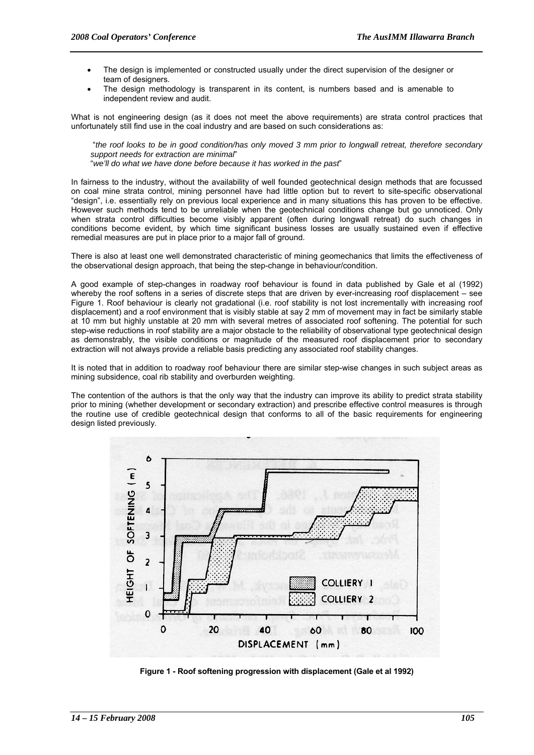- The design is implemented or constructed usually under the direct supervision of the designer or team of designers.
- The design methodology is transparent in its content, is numbers based and is amenable to independent review and audit.

What is not engineering design (as it does not meet the above requirements) are strata control practices that unfortunately still find use in the coal industry and are based on such considerations as:

"*the roof looks to be in good condition/has only moved 3 mm prior to longwall retreat, therefore secondary support needs for extraction are minimal*"
"*we'll do what we have done before because it has worked in the past*"

In fairness to the industry, without the availability of well founded geotechnical design methods that are focussed on coal mine strata control, mining personnel have had little option but to revert to site-specific observational "design", i.e. essentially rely on previous local experience and in many situations this has proven to be effective. However such methods tend to be unreliable when the geotechnical conditions change but go unnoticed. Only when strata control difficulties become visibly apparent (often during longwall retreat) do such changes in conditions become evident, by which time significant business losses are usually sustained even if effective remedial measures are put in place prior to a major fall of ground.

There is also at least one well demonstrated characteristic of mining geomechanics that limits the effectiveness of the observational design approach, that being the step-change in behaviour/condition.

A good example of step-changes in roadway roof behaviour is found in data published by Gale et al (1992) whereby the roof softens in a series of discrete steps that are driven by ever-increasing roof displacement – see Figure 1. Roof behaviour is clearly not gradational (i.e. roof stability is not lost incrementally with increasing roof displacement) and a roof environment that is visibly stable at say 2 mm of movement may in fact be similarly stable at 10 mm but highly unstable at 20 mm with several metres of associated roof softening. The potential for such step-wise reductions in roof stability are a major obstacle to the reliability of observational type geotechnical design as demonstrably, the visible conditions or magnitude of the measured roof displacement prior to secondary extraction will not always provide a reliable basis predicting any associated roof stability changes.

It is noted that in addition to roadway roof behaviour there are similar step-wise changes in such subject areas as mining subsidence, coal rib stability and overburden weighting.

The contention of the authors is that the only way that the industry can improve its ability to predict strata stability prior to mining (whether development or secondary extraction) and prescribe effective control measures is through the routine use of credible geotechnical design that conforms to all of the basic requirements for engineering design listed previously.

**Figure 1 - Roof softening progression with displacement (Gale et al 1992)**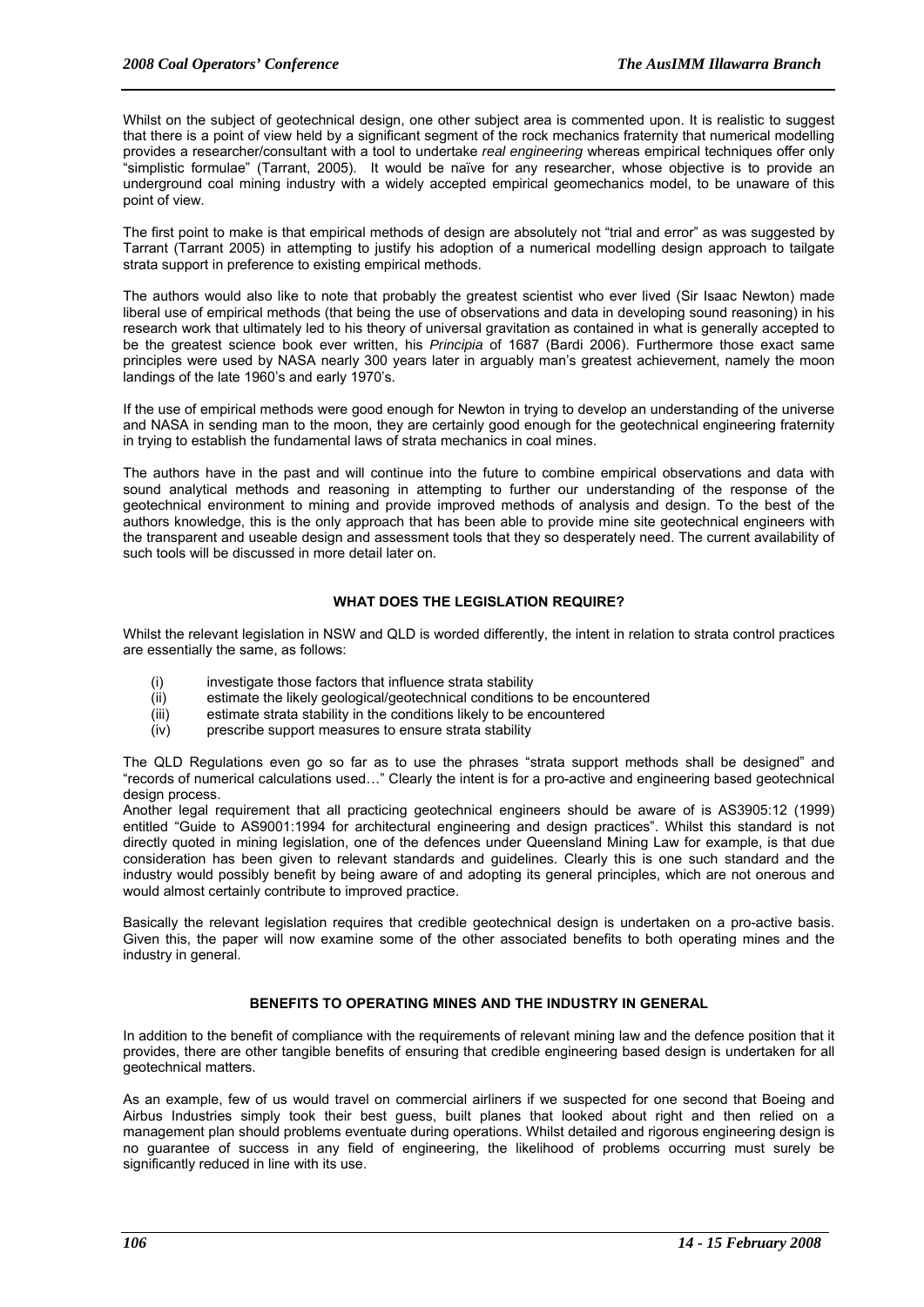Whilst on the subject of geotechnical design, one other subject area is commented upon. It is realistic to suggest that there is a point of view held by a significant segment of the rock mechanics fraternity that numerical modelling provides a researcher/consultant with a tool to undertake *real engineering* whereas empirical techniques offer only "simplistic formulae" (Tarrant, 2005). It would be naïve for any researcher, whose objective is to provide an underground coal mining industry with a widely accepted empirical geomechanics model, to be unaware of this point of view.

The first point to make is that empirical methods of design are absolutely not "trial and error" as was suggested by Tarrant (Tarrant 2005) in attempting to justify his adoption of a numerical modelling design approach to tailgate strata support in preference to existing empirical methods.

The authors would also like to note that probably the greatest scientist who ever lived (Sir Isaac Newton) made liberal use of empirical methods (that being the use of observations and data in developing sound reasoning) in his research work that ultimately led to his theory of universal gravitation as contained in what is generally accepted to be the greatest science book ever written, his *Principia* of 1687 (Bardi 2006). Furthermore those exact same principles were used by NASA nearly 300 years later in arguably man's greatest achievement, namely the moon landings of the late 1960's and early 1970's.

If the use of empirical methods were good enough for Newton in trying to develop an understanding of the universe and NASA in sending man to the moon, they are certainly good enough for the geotechnical engineering fraternity in trying to establish the fundamental laws of strata mechanics in coal mines.

The authors have in the past and will continue into the future to combine empirical observations and data with sound analytical methods and reasoning in attempting to further our understanding of the response of the geotechnical environment to mining and provide improved methods of analysis and design. To the best of the authors knowledge, this is the only approach that has been able to provide mine site geotechnical engineers with the transparent and useable design and assessment tools that they so desperately need. The current availability of such tools will be discussed in more detail later on.

## WHAT DOES THE LEGISLATION REQUIRE?

Whilst the relevant legislation in NSW and QLD is worded differently, the intent in relation to strata control practices are essentially the same, as follows:

(i) investigate those factors that influence strata stability
(ii) estimate the likely geological/geotechnical conditions to be encountered
(iii) estimate strata stability in the conditions likely to be encountered
(iv) prescribe support measures to ensure strata stability

The QLD Regulations even go so far as to use the phrases "strata support methods shall be designed" and "records of numerical calculations used…" Clearly the intent is for a pro-active and engineering based geotechnical design process.

Another legal requirement that all practicing geotechnical engineers should be aware of is AS3905:12 (1999) entitled "Guide to AS9001:1994 for architectural engineering and design practices". Whilst this standard is not directly quoted in mining legislation, one of the defences under Queensland Mining Law for example, is that due consideration has been given to relevant standards and guidelines. Clearly this is one such standard and the industry would possibly benefit by being aware of and adopting its general principles, which are not onerous and would almost certainly contribute to improved practice.

Basically the relevant legislation requires that credible geotechnical design is undertaken on a pro-active basis. Given this, the paper will now examine some of the other associated benefits to both operating mines and the industry in general.

## BENEFITS TO OPERATING MINES AND THE INDUSTRY IN GENERAL

In addition to the benefit of compliance with the requirements of relevant mining law and the defence position that it provides, there are other tangible benefits of ensuring that credible engineering based design is undertaken for all geotechnical matters.

As an example, few of us would travel on commercial airliners if we suspected for one second that Boeing and Airbus Industries simply took their best guess, built planes that looked about right and then relied on a management plan should problems eventuate during operations. Whilst detailed and rigorous engineering design is no guarantee of success in any field of engineering, the likelihood of problems occurring must surely be significantly reduced in line with its use.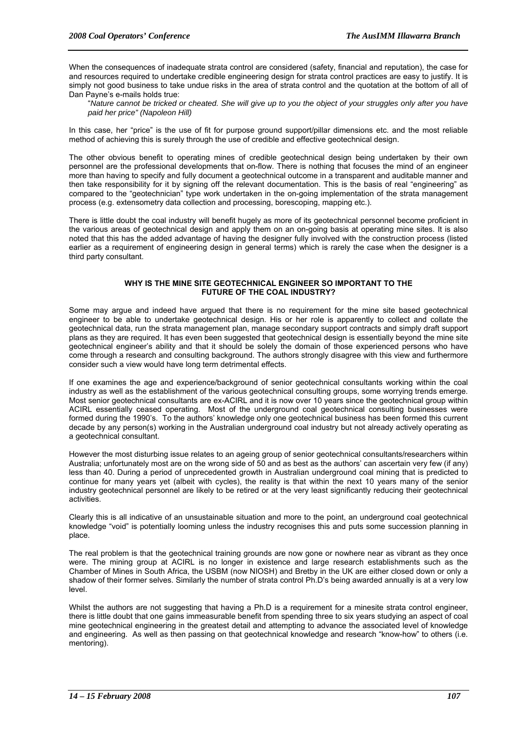When the consequences of inadequate strata control are considered (safety, financial and reputation), the case for and resources required to undertake credible engineering design for strata control practices are easy to justify. It is simply not good business to take undue risks in the area of strata control and the quotation at the bottom of all of Dan Payne's e-mails holds true:

> "*Nature cannot be tricked or cheated. She will give up to you the object of your struggles only after you have paid her price" (Napoleon Hill)*

In this case, her "price" is the use of fit for purpose ground support/pillar dimensions etc. and the most reliable method of achieving this is surely through the use of credible and effective geotechnical design.

The other obvious benefit to operating mines of credible geotechnical design being undertaken by their own personnel are the professional developments that on-flow. There is nothing that focuses the mind of an engineer more than having to specify and fully document a geotechnical outcome in a transparent and auditable manner and then take responsibility for it by signing off the relevant documentation. This is the basis of real "engineering" as compared to the "geotechnician" type work undertaken in the on-going implementation of the strata management process (e.g. extensometry data collection and processing, borescoping, mapping etc.).

There is little doubt the coal industry will benefit hugely as more of its geotechnical personnel become proficient in the various areas of geotechnical design and apply them on an on-going basis at operating mine sites. It is also noted that this has the added advantage of having the designer fully involved with the construction process (listed earlier as a requirement of engineering design in general terms) which is rarely the case when the designer is a third party consultant.

## WHY IS THE MINE SITE GEOTECHNICAL ENGINEER SO IMPORTANT TO THE FUTURE OF THE COAL INDUSTRY?

Some may argue and indeed have argued that there is no requirement for the mine site based geotechnical engineer to be able to undertake geotechnical design. His or her role is apparently to collect and collate the geotechnical data, run the strata management plan, manage secondary support contracts and simply draft support plans as they are required. It has even been suggested that geotechnical design is essentially beyond the mine site geotechnical engineer's ability and that it should be solely the domain of those experienced persons who have come through a research and consulting background. The authors strongly disagree with this view and furthermore consider such a view would have long term detrimental effects.

If one examines the age and experience/background of senior geotechnical consultants working within the coal industry as well as the establishment of the various geotechnical consulting groups, some worrying trends emerge. Most senior geotechnical consultants are ex-ACIRL and it is now over 10 years since the geotechnical group within ACIRL essentially ceased operating. Most of the underground coal geotechnical consulting businesses were formed during the 1990's. To the authors' knowledge only one geotechnical business has been formed this current decade by any person(s) working in the Australian underground coal industry but not already actively operating as a geotechnical consultant.

However the most disturbing issue relates to an ageing group of senior geotechnical consultants/researchers within Australia; unfortunately most are on the wrong side of 50 and as best as the authors' can ascertain very few (if any) less than 40. During a period of unprecedented growth in Australian underground coal mining that is predicted to continue for many years yet (albeit with cycles), the reality is that within the next 10 years many of the senior industry geotechnical personnel are likely to be retired or at the very least significantly reducing their geotechnical activities.

Clearly this is all indicative of an unsustainable situation and more to the point, an underground coal geotechnical knowledge "void" is potentially looming unless the industry recognises this and puts some succession planning in place.

The real problem is that the geotechnical training grounds are now gone or nowhere near as vibrant as they once were. The mining group at ACIRL is no longer in existence and large research establishments such as the Chamber of Mines in South Africa, the USBM (now NIOSH) and Bretby in the UK are either closed down or only a shadow of their former selves. Similarly the number of strata control Ph.D's being awarded annually is at a very low level.

Whilst the authors are not suggesting that having a Ph.D is a requirement for a minesite strata control engineer, there is little doubt that one gains immeasurable benefit from spending three to six years studying an aspect of coal mine geotechnical engineering in the greatest detail and attempting to advance the associated level of knowledge and engineering. As well as then passing on that geotechnical knowledge and research "know-how" to others (i.e. mentoring).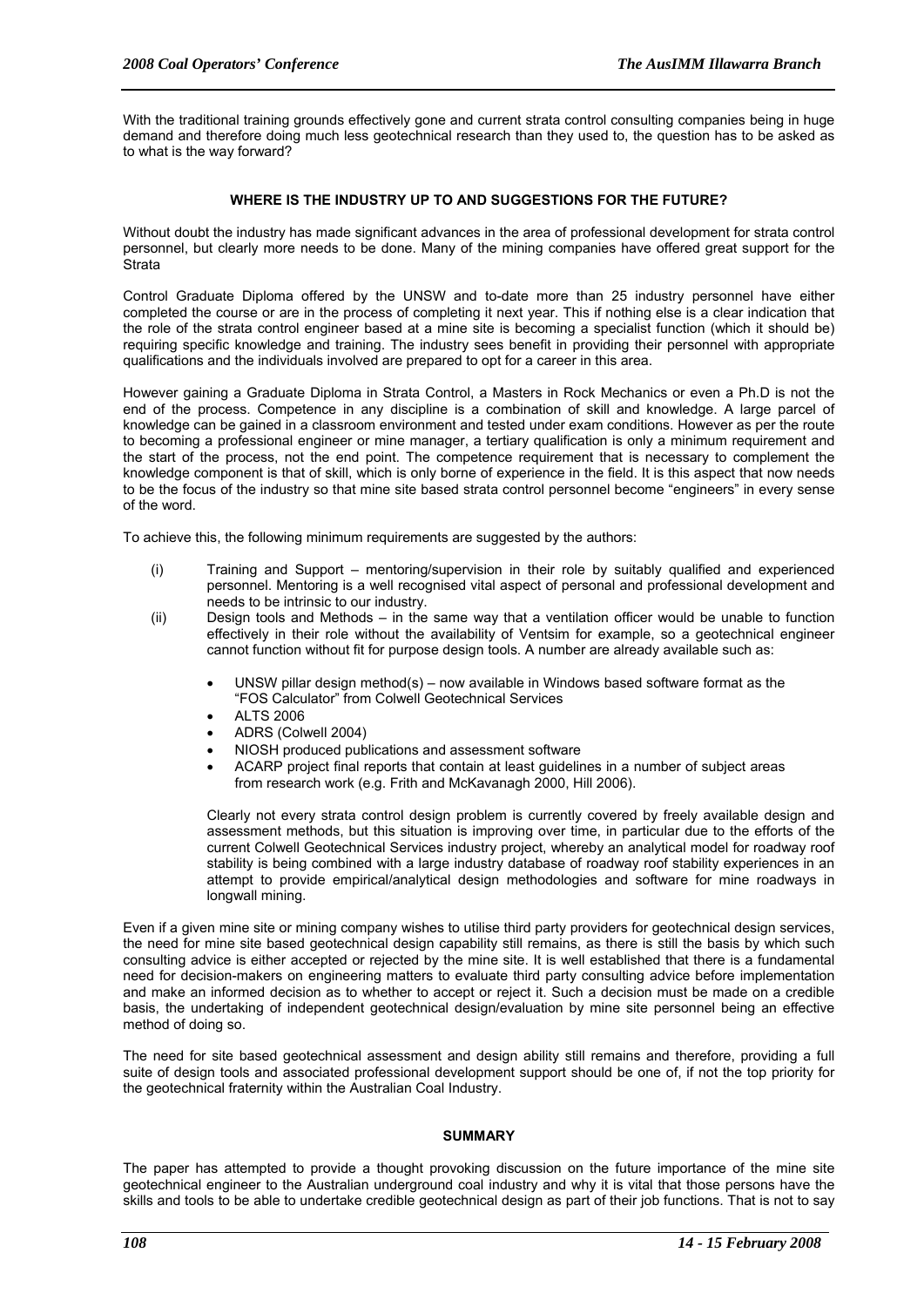With the traditional training grounds effectively gone and current strata control consulting companies being in huge demand and therefore doing much less geotechnical research than they used to, the question has to be asked as to what is the way forward?

## WHERE IS THE INDUSTRY UP TO AND SUGGESTIONS FOR THE FUTURE?

Without doubt the industry has made significant advances in the area of professional development for strata control personnel, but clearly more needs to be done. Many of the mining companies have offered great support for the Strata

Control Graduate Diploma offered by the UNSW and to-date more than 25 industry personnel have either completed the course or are in the process of completing it next year. This if nothing else is a clear indication that the role of the strata control engineer based at a mine site is becoming a specialist function (which it should be) requiring specific knowledge and training. The industry sees benefit in providing their personnel with appropriate qualifications and the individuals involved are prepared to opt for a career in this area.

However gaining a Graduate Diploma in Strata Control, a Masters in Rock Mechanics or even a Ph.D is not the end of the process. Competence in any discipline is a combination of skill and knowledge. A large parcel of knowledge can be gained in a classroom environment and tested under exam conditions. However as per the route to becoming a professional engineer or mine manager, a tertiary qualification is only a minimum requirement and the start of the process, not the end point. The competence requirement that is necessary to complement the knowledge component is that of skill, which is only borne of experience in the field. It is this aspect that now needs to be the focus of the industry so that mine site based strata control personnel become "engineers" in every sense of the word.

To achieve this, the following minimum requirements are suggested by the authors:

(i) Training and Support – mentoring/supervision in their role by suitably qualified and experienced personnel. Mentoring is a well recognised vital aspect of personal and professional development and needs to be intrinsic to our industry.

(ii) Design tools and Methods – in the same way that a ventilation officer would be unable to function effectively in their role without the availability of Ventsim for example, so a geotechnical engineer cannot function without fit for purpose design tools. A number are already available such as:

- UNSW pillar design method(s) – now available in Windows based software format as the "FOS Calculator" from Colwell Geotechnical Services
- ALTS 2006
- ADRS (Colwell 2004)
- NIOSH produced publications and assessment software
- ACARP project final reports that contain at least guidelines in a number of subject areas from research work (e.g. Frith and McKavanagh 2000, Hill 2006).

Clearly not every strata control design problem is currently covered by freely available design and assessment methods, but this situation is improving over time, in particular due to the efforts of the current Colwell Geotechnical Services industry project, whereby an analytical model for roadway roof stability is being combined with a large industry database of roadway roof stability experiences in an attempt to provide empirical/analytical design methodologies and software for mine roadways in longwall mining.

Even if a given mine site or mining company wishes to utilise third party providers for geotechnical design services, the need for mine site based geotechnical design capability still remains, as there is still the basis by which such consulting advice is either accepted or rejected by the mine site. It is well established that there is a fundamental need for decision-makers on engineering matters to evaluate third party consulting advice before implementation and make an informed decision as to whether to accept or reject it. Such a decision must be made on a credible basis, the undertaking of independent geotechnical design/evaluation by mine site personnel being an effective method of doing so.

The need for site based geotechnical assessment and design ability still remains and therefore, providing a full suite of design tools and associated professional development support should be one of, if not the top priority for the geotechnical fraternity within the Australian Coal Industry.

## SUMMARY

The paper has attempted to provide a thought provoking discussion on the future importance of the mine site geotechnical engineer to the Australian underground coal industry and why it is vital that those persons have the skills and tools to be able to undertake credible geotechnical design as part of their job functions. That is not to say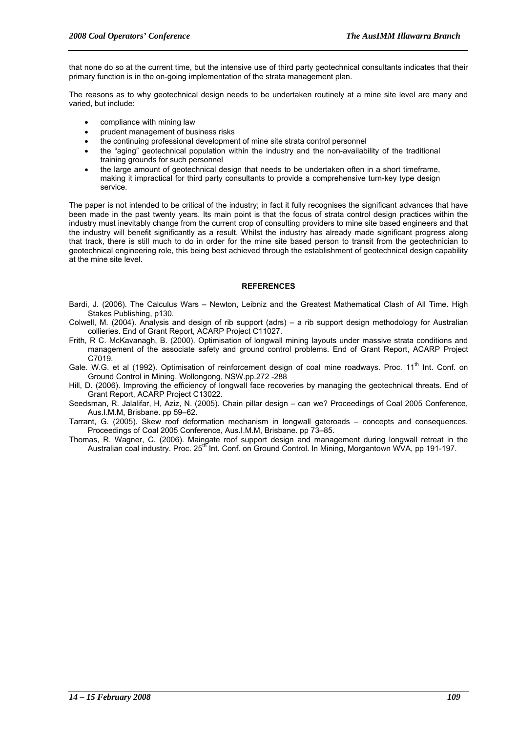that none do so at the current time, but the intensive use of third party geotechnical consultants indicates that their primary function is in the on-going implementation of the strata management plan.

The reasons as to why geotechnical design needs to be undertaken routinely at a mine site level are many and varied, but include:

- compliance with mining law
- prudent management of business risks
- the continuing professional development of mine site strata control personnel
- the "aging" geotechnical population within the industry and the non-availability of the traditional training grounds for such personnel
- the large amount of geotechnical design that needs to be undertaken often in a short timeframe, making it impractical for third party consultants to provide a comprehensive turn-key type design service.

The paper is not intended to be critical of the industry; in fact it fully recognises the significant advances that have been made in the past twenty years. Its main point is that the focus of strata control design practices within the industry must inevitably change from the current crop of consulting providers to mine site based engineers and that the industry will benefit significantly as a result. Whilst the industry has already made significant progress along that track, there is still much to do in order for the mine site based person to transit from the geotechnician to geotechnical engineering role, this being best achieved through the establishment of geotechnical design capability at the mine site level.

## REFERENCES

Bardi, J. (2006). The Calculus Wars – Newton, Leibniz and the Greatest Mathematical Clash of All Time. High Stakes Publishing, p130.

Colwell, M. (2004). Analysis and design of rib support (adrs) – a rib support design methodology for Australian collieries. End of Grant Report, ACARP Project C11027.

Frith, R C. McKavanagh, B. (2000). Optimisation of longwall mining layouts under massive strata conditions and management of the associate safety and ground control problems. End of Grant Report, ACARP Project C7019.

Gale. W.G. et al (1992). Optimisation of reinforcement design of coal mine roadways. Proc. 11th Int. Conf. on Ground Control in Mining. Wollongong, NSW.pp.272 -288

Hill, D. (2006). Improving the efficiency of longwall face recoveries by managing the geotechnical threats. End of Grant Report, ACARP Project C13022.

Seedsman, R. Jalalifar, H, Aziz, N. (2005). Chain pillar design – can we? Proceedings of Coal 2005 Conference, Aus.I.M.M, Brisbane. pp 59–62.

Tarrant, G. (2005). Skew roof deformation mechanism in longwall gateroads – concepts and consequences. Proceedings of Coal 2005 Conference, Aus.I.M.M, Brisbane. pp 73–85.

Thomas, R. Wagner, C. (2006). Maingate roof support design and management during longwall retreat in the Australian coal industry. Proc. 25th Int. Conf. on Ground Control. In Mining, Morgantown WVA, pp 191-197.